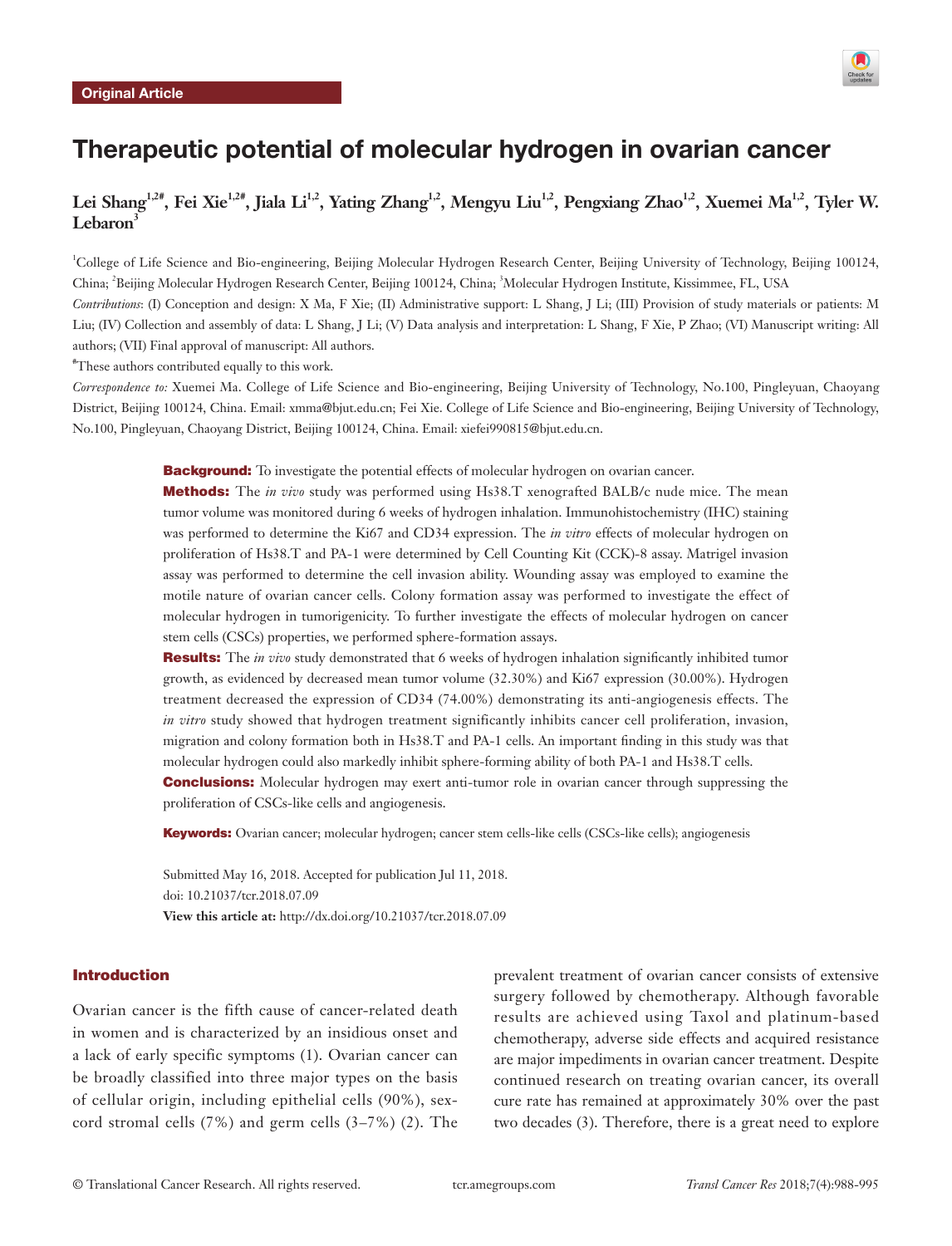Original Article

# Therapeutic potential of molecular hydrogen in ovarian cancer

**Lei Shang[1,2#], Fei Xie[1,2#], Jiala Li[1,2], Yating Zhang[1,2], Mengyu Liu[1,2], Pengxiang Zhao[1,2], Xuemei Ma[1,2], Tyler W. Lebaron[3]**

[1]College of Life Science and Bio-engineering, Beijing Molecular Hydrogen Research Center, Beijing University of Technology, Beijing 100124, China; [2]Beijing Molecular Hydrogen Research Center, Beijing 100124, China; [3]Molecular Hydrogen Institute, Kissimmee, FL, USA

*Contributions*: (I) Conception and design: X Ma, F Xie; (II) Administrative support: L Shang, J Li; (III) Provision of study materials or patients: M Liu; (IV) Collection and assembly of data: L Shang, J Li; (V) Data analysis and interpretation: L Shang, F Xie, P Zhao; (VI) Manuscript writing: All authors; (VII) Final approval of manuscript: All authors.

[#]These authors contributed equally to this work.

*Correspondence to:* Xuemei Ma. College of Life Science and Bio-engineering, Beijing University of Technology, No.100, Pingleyuan, Chaoyang District, Beijing 100124, China. Email: xmma@bjut.edu.cn; Fei Xie. College of Life Science and Bio-engineering, Beijing University of Technology, No.100, Pingleyuan, Chaoyang District, Beijing 100124, China. Email: xiefei990815@bjut.edu.cn.

**Background:** To investigate the potential effects of molecular hydrogen on ovarian cancer.

**Methods:** The *in vivo* study was performed using Hs38.T xenografted BALB/c nude mice. The mean tumor volume was monitored during 6 weeks of hydrogen inhalation. Immunohistochemistry (IHC) staining was performed to determine the Ki67 and CD34 expression. The *in vitro* effects of molecular hydrogen on proliferation of Hs38.T and PA-1 were determined by Cell Counting Kit (CCK)-8 assay. Matrigel invasion assay was performed to determine the cell invasion ability. Wounding assay was employed to examine the motile nature of ovarian cancer cells. Colony formation assay was performed to investigate the effect of molecular hydrogen in tumorigenicity. To further investigate the effects of molecular hydrogen on cancer stem cells (CSCs) properties, we performed sphere-formation assays.

**Results:** The *in vivo* study demonstrated that 6 weeks of hydrogen inhalation significantly inhibited tumor growth, as evidenced by decreased mean tumor volume (32.30%) and Ki67 expression (30.00%). Hydrogen treatment decreased the expression of CD34 (74.00%) demonstrating its anti-angiogenesis effects. The *in vitro* study showed that hydrogen treatment significantly inhibits cancer cell proliferation, invasion, migration and colony formation both in Hs38.T and PA-1 cells. An important finding in this study was that molecular hydrogen could also markedly inhibit sphere-forming ability of both PA-1 and Hs38.T cells.

**Conclusions:** Molecular hydrogen may exert anti-tumor role in ovarian cancer through suppressing the proliferation of CSCs-like cells and angiogenesis.

**Keywords:** Ovarian cancer; molecular hydrogen; cancer stem cells-like cells (CSCs-like cells); angiogenesis

Submitted May 16, 2018. Accepted for publication Jul 11, 2018.
doi: 10.21037/tcr.2018.07.09
**View this article at:** http://dx.doi.org/10.21037/tcr.2018.07.09

## Introduction

Ovarian cancer is the fifth cause of cancer-related death in women and is characterized by an insidious onset and a lack of early specific symptoms (1). Ovarian cancer can be broadly classified into three major types on the basis of cellular origin, including epithelial cells (90%), sex-cord stromal cells (7%) and germ cells (3–7%) (2). The prevalent treatment of ovarian cancer consists of extensive surgery followed by chemotherapy. Although favorable results are achieved using Taxol and platinum-based chemotherapy, adverse side effects and acquired resistance are major impediments in ovarian cancer treatment. Despite continued research on treating ovarian cancer, its overall cure rate has remained at approximately 30% over the past two decades (3). Therefore, there is a great need to explore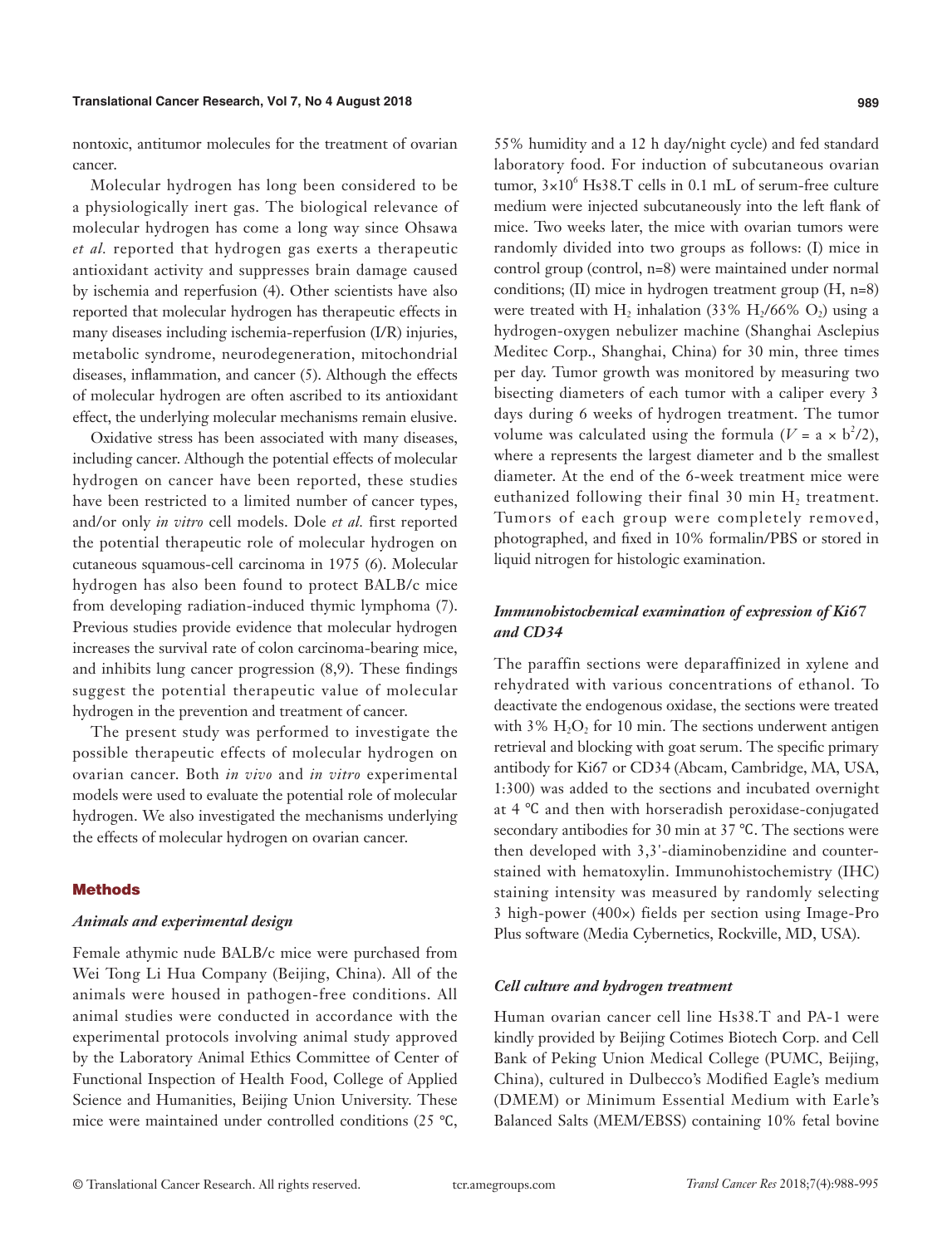nontoxic, antitumor molecules for the treatment of ovarian cancer.

Molecular hydrogen has long been considered to be a physiologically inert gas. The biological relevance of molecular hydrogen has come a long way since Ohsawa *et al.* reported that hydrogen gas exerts a therapeutic antioxidant activity and suppresses brain damage caused by ischemia and reperfusion (4). Other scientists have also reported that molecular hydrogen has therapeutic effects in many diseases including ischemia-reperfusion (I/R) injuries, metabolic syndrome, neurodegeneration, mitochondrial diseases, inflammation, and cancer (5). Although the effects of molecular hydrogen are often ascribed to its antioxidant effect, the underlying molecular mechanisms remain elusive.

Oxidative stress has been associated with many diseases, including cancer. Although the potential effects of molecular hydrogen on cancer have been reported, these studies have been restricted to a limited number of cancer types, and/or only *in vitro* cell models. Dole *et al.* first reported the potential therapeutic role of molecular hydrogen on cutaneous squamous-cell carcinoma in 1975 (6). Molecular hydrogen has also been found to protect BALB/c mice from developing radiation-induced thymic lymphoma (7). Previous studies provide evidence that molecular hydrogen increases the survival rate of colon carcinoma-bearing mice, and inhibits lung cancer progression (8,9). These findings suggest the potential therapeutic value of molecular hydrogen in the prevention and treatment of cancer.

The present study was performed to investigate the possible therapeutic effects of molecular hydrogen on ovarian cancer. Both *in vivo* and *in vitro* experimental models were used to evaluate the potential role of molecular hydrogen. We also investigated the mechanisms underlying the effects of molecular hydrogen on ovarian cancer.

## Methods

### *Animals and experimental design*

Female athymic nude BALB/c mice were purchased from Wei Tong Li Hua Company (Beijing, China). All of the animals were housed in pathogen-free conditions. All animal studies were conducted in accordance with the experimental protocols involving animal study approved by the Laboratory Animal Ethics Committee of Center of Functional Inspection of Health Food, College of Applied Science and Humanities, Beijing Union University. These mice were maintained under controlled conditions (25 ℃, 55% humidity and a 12 h day/night cycle) and fed standard laboratory food. For induction of subcutaneous ovarian tumor, $3\times10^6$ Hs38.T cells in 0.1 mL of serum-free culture medium were injected subcutaneously into the left flank of mice. Two weeks later, the mice with ovarian tumors were randomly divided into two groups as follows: (I) mice in control group (control, n=8) were maintained under normal conditions; (II) mice in hydrogen treatment group (H, n=8) were treated with $H_2$ inhalation (33% $H_2$/66% $O_2$) using a hydrogen-oxygen nebulizer machine (Shanghai Asclepius Meditec Corp., Shanghai, China) for 30 min, three times per day. Tumor growth was monitored by measuring two bisecting diameters of each tumor with a caliper every 3 days during 6 weeks of hydrogen treatment. The tumor volume was calculated using the formula ($V = a \times b^2/2$), where a represents the largest diameter and b the smallest diameter. At the end of the 6-week treatment mice were euthanized following their final 30 min $H_2$ treatment. Tumors of each group were completely removed, photographed, and fixed in 10% formalin/PBS or stored in liquid nitrogen for histologic examination.

### *Immunohistochemical examination of expression of Ki67 and CD34*

The paraffin sections were deparaffinized in xylene and rehydrated with various concentrations of ethanol. To deactivate the endogenous oxidase, the sections were treated with 3% $H_2O_2$ for 10 min. The sections underwent antigen retrieval and blocking with goat serum. The specific primary antibody for Ki67 or CD34 (Abcam, Cambridge, MA, USA, 1:300) was added to the sections and incubated overnight at 4 ℃ and then with horseradish peroxidase-conjugated secondary antibodies for 30 min at 37 ℃. The sections were then developed with 3,3'-diaminobenzidine and counter-stained with hematoxylin. Immunohistochemistry (IHC) staining intensity was measured by randomly selecting 3 high-power (400×) fields per section using Image-Pro Plus software (Media Cybernetics, Rockville, MD, USA).

### *Cell culture and hydrogen treatment*

Human ovarian cancer cell line Hs38.T and PA-1 were kindly provided by Beijing Cotimes Biotech Corp. and Cell Bank of Peking Union Medical College (PUMC, Beijing, China), cultured in Dulbecco's Modified Eagle's medium (DMEM) or Minimum Essential Medium with Earle's Balanced Salts (MEM/EBSS) containing 10% fetal bovine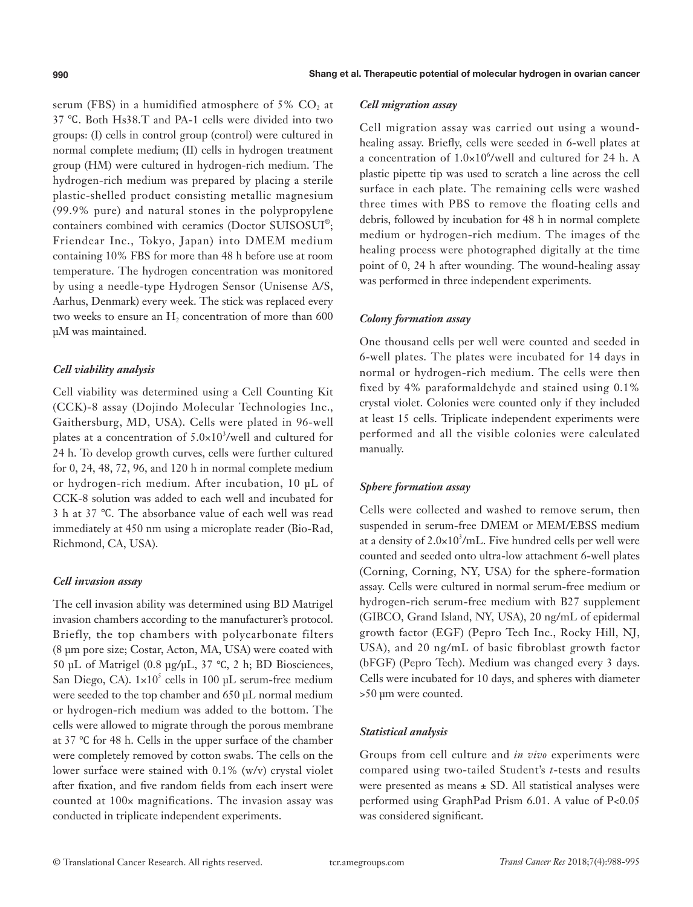serum (FBS) in a humidified atmosphere of 5% $CO_2$ at 37 ℃. Both Hs38.T and PA-1 cells were divided into two groups: (I) cells in control group (control) were cultured in normal complete medium; (II) cells in hydrogen treatment group (HM) were cultured in hydrogen-rich medium. The hydrogen-rich medium was prepared by placing a sterile plastic-shelled product consisting metallic magnesium (99.9% pure) and natural stones in the polypropylene containers combined with ceramics (Doctor SUISOSUI®; Friendear Inc., Tokyo, Japan) into DMEM medium containing 10% FBS for more than 48 h before use at room temperature. The hydrogen concentration was monitored by using a needle-type Hydrogen Sensor (Unisense A/S, Aarhus, Denmark) every week. The stick was replaced every two weeks to ensure an $H_2$ concentration of more than 600 μM was maintained.

### *Cell viability analysis*

Cell viability was determined using a Cell Counting Kit (CCK)-8 assay (Dojindo Molecular Technologies Inc., Gaithersburg, MD, USA). Cells were plated in 96-well plates at a concentration of $5.0\times10^3$/well and cultured for 24 h. To develop growth curves, cells were further cultured for 0, 24, 48, 72, 96, and 120 h in normal complete medium or hydrogen-rich medium. After incubation, 10 μL of CCK-8 solution was added to each well and incubated for 3 h at 37 ℃. The absorbance value of each well was read immediately at 450 nm using a microplate reader (Bio-Rad, Richmond, CA, USA).

### *Cell invasion assay*

The cell invasion ability was determined using BD Matrigel invasion chambers according to the manufacturer's protocol. Briefly, the top chambers with polycarbonate filters (8 μm pore size; Costar, Acton, MA, USA) were coated with 50 μL of Matrigel (0.8 μg/μL, 37 ℃, 2 h; BD Biosciences, San Diego, CA). $1\times10^5$ cells in 100 μL serum-free medium were seeded to the top chamber and 650 μL normal medium or hydrogen-rich medium was added to the bottom. The cells were allowed to migrate through the porous membrane at 37 ℃ for 48 h. Cells in the upper surface of the chamber were completely removed by cotton swabs. The cells on the lower surface were stained with 0.1% (w/v) crystal violet after fixation, and five random fields from each insert were counted at 100× magnifications. The invasion assay was conducted in triplicate independent experiments.

### *Cell migration assay*

Cell migration assay was carried out using a wound-healing assay. Briefly, cells were seeded in 6-well plates at a concentration of $1.0\times10^6$/well and cultured for 24 h. A plastic pipette tip was used to scratch a line across the cell surface in each plate. The remaining cells were washed three times with PBS to remove the floating cells and debris, followed by incubation for 48 h in normal complete medium or hydrogen-rich medium. The images of the healing process were photographed digitally at the time point of 0, 24 h after wounding. The wound-healing assay was performed in three independent experiments.

### *Colony formation assay*

One thousand cells per well were counted and seeded in 6-well plates. The plates were incubated for 14 days in normal or hydrogen-rich medium. The cells were then fixed by 4% paraformaldehyde and stained using 0.1% crystal violet. Colonies were counted only if they included at least 15 cells. Triplicate independent experiments were performed and all the visible colonies were calculated manually.

### *Sphere formation assay*

Cells were collected and washed to remove serum, then suspended in serum-free DMEM or MEM/EBSS medium at a density of $2.0\times10^3$/mL. Five hundred cells per well were counted and seeded onto ultra-low attachment 6-well plates (Corning, Corning, NY, USA) for the sphere-formation assay. Cells were cultured in normal serum-free medium or hydrogen-rich serum-free medium with B27 supplement (GIBCO, Grand Island, NY, USA), 20 ng/mL of epidermal growth factor (EGF) (Pepro Tech Inc., Rocky Hill, NJ, USA), and 20 ng/mL of basic fibroblast growth factor (bFGF) (Pepro Tech). Medium was changed every 3 days. Cells were incubated for 10 days, and spheres with diameter >50 μm were counted.

### *Statistical analysis*

Groups from cell culture and *in vivo* experiments were compared using two-tailed Student's *t*-tests and results were presented as means ± SD. All statistical analyses were performed using GraphPad Prism 6.01. A value of $P<0.05$ was considered significant.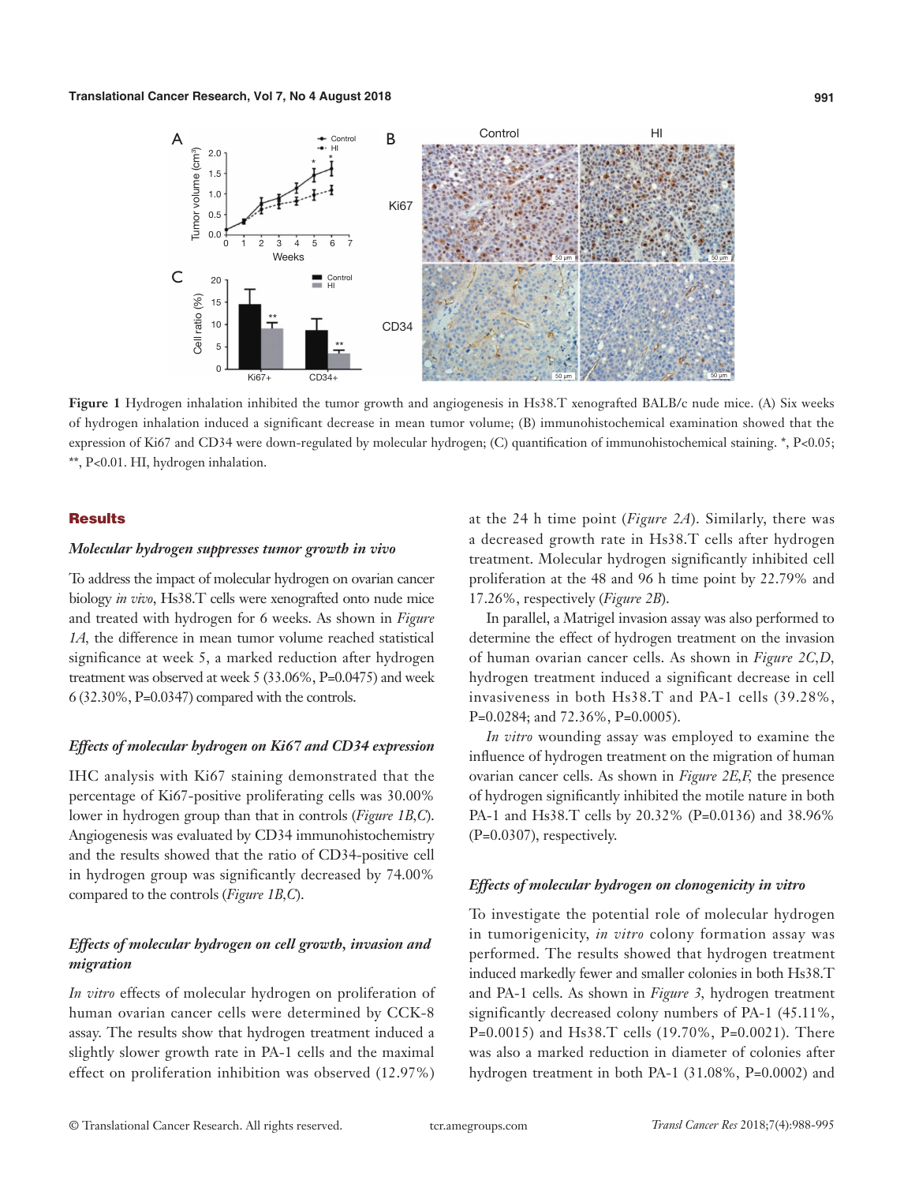**Figure 1** Hydrogen inhalation inhibited the tumor growth and angiogenesis in Hs38.T xenografted BALB/c nude mice. (A) Six weeks of hydrogen inhalation induced a significant decrease in mean tumor volume; (B) immunohistochemical examination showed that the expression of Ki67 and CD34 were down-regulated by molecular hydrogen; (C) quantification of immunohistochemical staining. *, P<0.05; **, P<0.01. HI, hydrogen inhalation.

## Results

### *Molecular hydrogen suppresses tumor growth in vivo*

To address the impact of molecular hydrogen on ovarian cancer biology *in vivo*, Hs38.T cells were xenografted onto nude mice and treated with hydrogen for 6 weeks. As shown in *Figure 1A*, the difference in mean tumor volume reached statistical significance at week 5, a marked reduction after hydrogen treatment was observed at week 5 (33.06%, P=0.0475) and week 6 (32.30%, P=0.0347) compared with the controls.

### *Effects of molecular hydrogen on Ki67 and CD34 expression*

IHC analysis with Ki67 staining demonstrated that the percentage of Ki67-positive proliferating cells was 30.00% lower in hydrogen group than that in controls (*Figure 1B,C*). Angiogenesis was evaluated by CD34 immunohistochemistry and the results showed that the ratio of CD34-positive cell in hydrogen group was significantly decreased by 74.00% compared to the controls (*Figure 1B,C*).

### *Effects of molecular hydrogen on cell growth, invasion and migration*

*In vitro* effects of molecular hydrogen on proliferation of human ovarian cancer cells were determined by CCK-8 assay. The results show that hydrogen treatment induced a slightly slower growth rate in PA-1 cells and the maximal effect on proliferation inhibition was observed (12.97%) at the 24 h time point (*Figure 2A*). Similarly, there was a decreased growth rate in Hs38.T cells after hydrogen treatment. Molecular hydrogen significantly inhibited cell proliferation at the 48 and 96 h time point by 22.79% and 17.26%, respectively (*Figure 2B*).

In parallel, a Matrigel invasion assay was also performed to determine the effect of hydrogen treatment on the invasion of human ovarian cancer cells. As shown in *Figure 2C,D*, hydrogen treatment induced a significant decrease in cell invasiveness in both Hs38.T and PA-1 cells (39.28%, P=0.0284; and 72.36%, P=0.0005).

*In vitro* wounding assay was employed to examine the influence of hydrogen treatment on the migration of human ovarian cancer cells. As shown in *Figure 2E,F*, the presence of hydrogen significantly inhibited the motile nature in both PA-1 and Hs38.T cells by 20.32% (P=0.0136) and 38.96% (P=0.0307), respectively.

### *Effects of molecular hydrogen on clonogenicity in vitro*

To investigate the potential role of molecular hydrogen in tumorigenicity, *in vitro* colony formation assay was performed. The results showed that hydrogen treatment induced markedly fewer and smaller colonies in both Hs38.T and PA-1 cells. As shown in *Figure 3*, hydrogen treatment significantly decreased colony numbers of PA-1 (45.11%, P=0.0015) and Hs38.T cells (19.70%, P=0.0021). There was also a marked reduction in diameter of colonies after hydrogen treatment in both PA-1 (31.08%, P=0.0002) and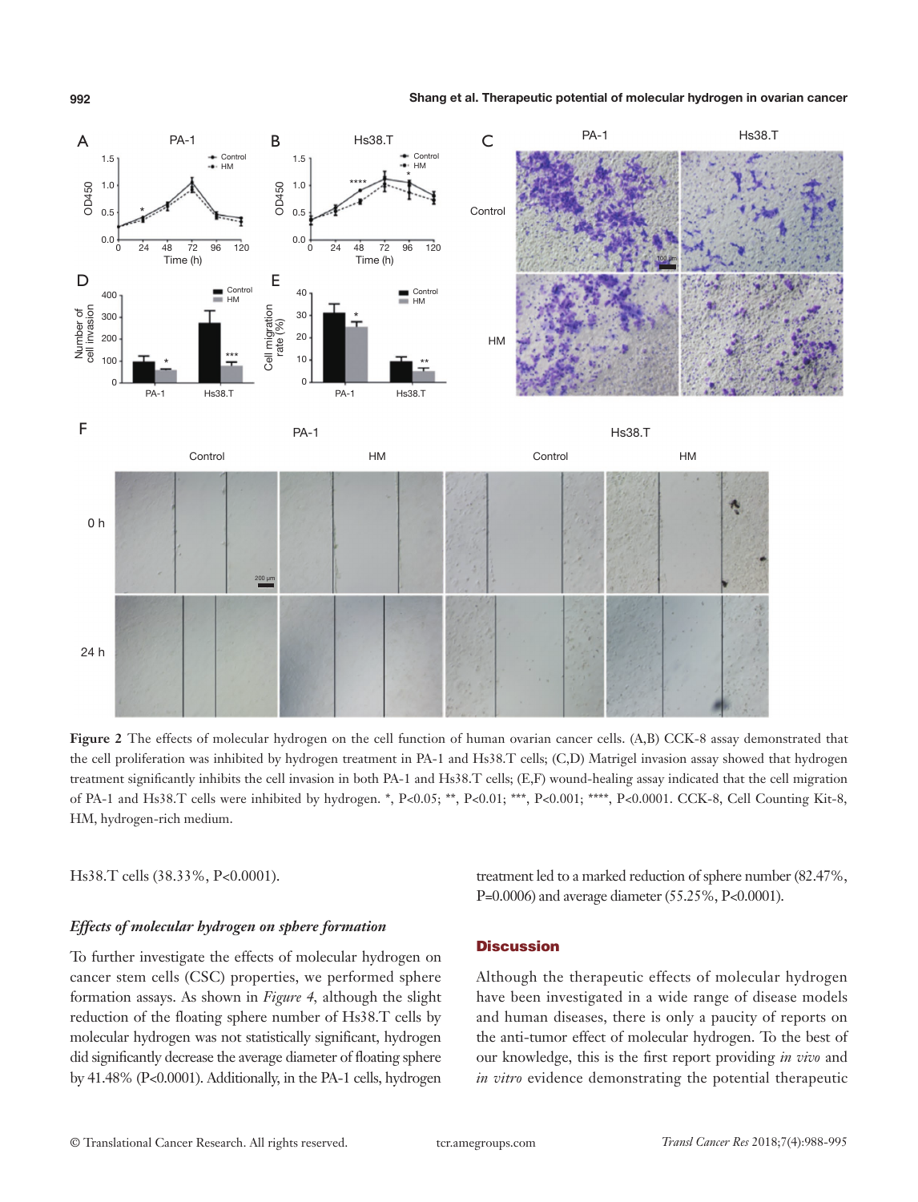**Figure 2** The effects of molecular hydrogen on the cell function of human ovarian cancer cells. (A,B) CCK-8 assay demonstrated that the cell proliferation was inhibited by hydrogen treatment in PA-1 and Hs38.T cells; (C,D) Matrigel invasion assay showed that hydrogen treatment significantly inhibits the cell invasion in both PA-1 and Hs38.T cells; (E,F) wound-healing assay indicated that the cell migration of PA-1 and Hs38.T cells were inhibited by hydrogen. *, P<0.05; **, P<0.01; ***, P<0.001; ****, P<0.0001. CCK-8, Cell Counting Kit-8, HM, hydrogen-rich medium.

Hs38.T cells (38.33%, P<0.0001).

### *Effects of molecular hydrogen on sphere formation*

To further investigate the effects of molecular hydrogen on cancer stem cells (CSC) properties, we performed sphere formation assays. As shown in *Figure 4*, although the slight reduction of the floating sphere number of Hs38.T cells by molecular hydrogen was not statistically significant, hydrogen did significantly decrease the average diameter of floating sphere by 41.48% (P<0.0001). Additionally, in the PA-1 cells, hydrogen treatment led to a marked reduction of sphere number (82.47%, P=0.0006) and average diameter (55.25%, P<0.0001).

## Discussion

Although the therapeutic effects of molecular hydrogen have been investigated in a wide range of disease models and human diseases, there is only a paucity of reports on the anti-tumor effect of molecular hydrogen. To the best of our knowledge, this is the first report providing *in vivo* and *in vitro* evidence demonstrating the potential therapeutic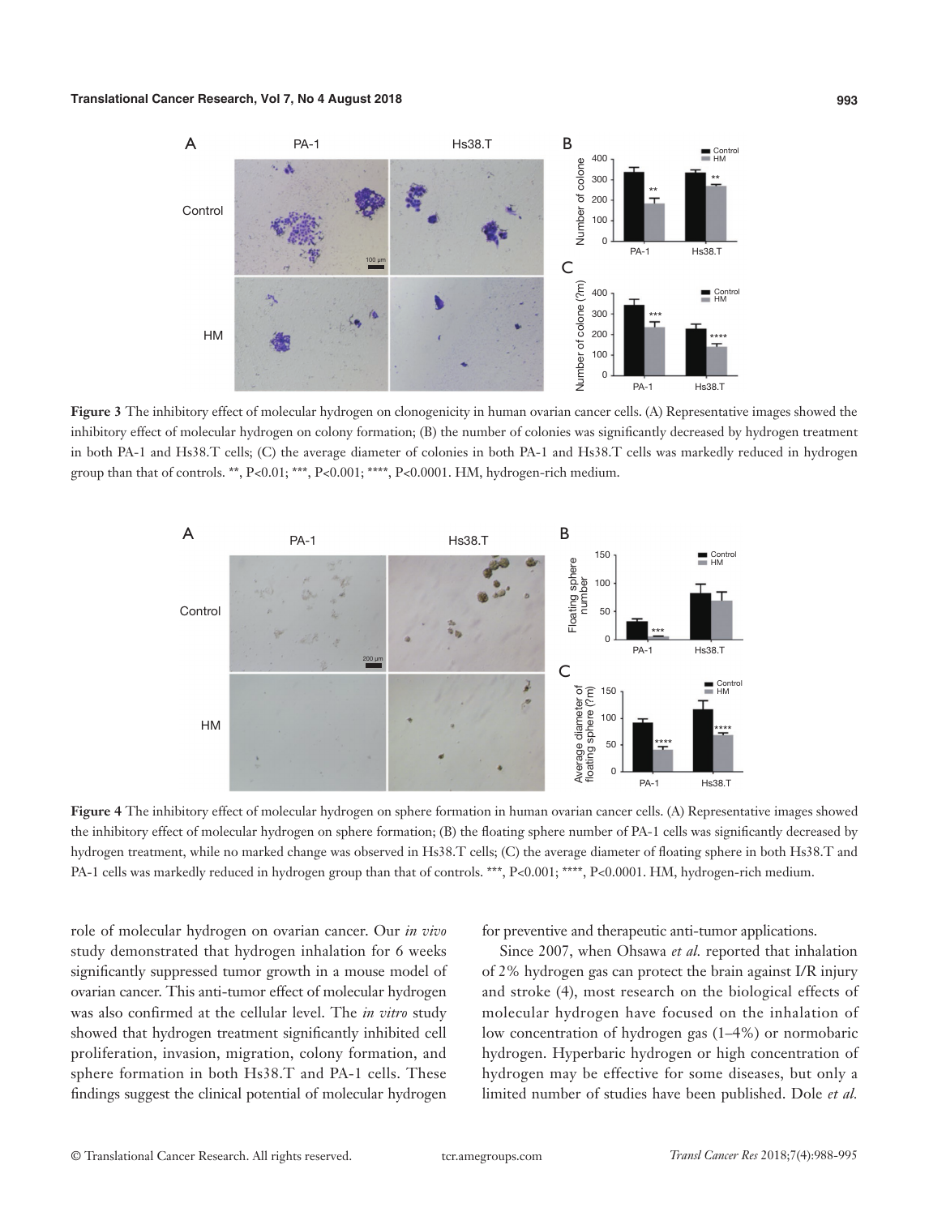**Figure 3** The inhibitory effect of molecular hydrogen on clonogenicity in human ovarian cancer cells. (A) Representative images showed the inhibitory effect of molecular hydrogen on colony formation; (B) the number of colonies was significantly decreased by hydrogen treatment in both PA-1 and Hs38.T cells; (C) the average diameter of colonies in both PA-1 and Hs38.T cells was markedly reduced in hydrogen group than that of controls. **, P<0.01; ***, P<0.001; ****, P<0.0001. HM, hydrogen-rich medium.

**Figure 4** The inhibitory effect of molecular hydrogen on sphere formation in human ovarian cancer cells. (A) Representative images showed the inhibitory effect of molecular hydrogen on sphere formation; (B) the floating sphere number of PA-1 cells was significantly decreased by hydrogen treatment, while no marked change was observed in Hs38.T cells; (C) the average diameter of floating sphere in both Hs38.T and PA-1 cells was markedly reduced in hydrogen group than that of controls. ***, P<0.001; ****, P<0.0001. HM, hydrogen-rich medium.

role of molecular hydrogen on ovarian cancer. Our *in vivo* study demonstrated that hydrogen inhalation for 6 weeks significantly suppressed tumor growth in a mouse model of ovarian cancer. This anti-tumor effect of molecular hydrogen was also confirmed at the cellular level. The *in vitro* study showed that hydrogen treatment significantly inhibited cell proliferation, invasion, migration, colony formation, and sphere formation in both Hs38.T and PA-1 cells. These findings suggest the clinical potential of molecular hydrogen for preventive and therapeutic anti-tumor applications.

Since 2007, when Ohsawa *et al.* reported that inhalation of 2% hydrogen gas can protect the brain against I/R injury and stroke (4), most research on the biological effects of molecular hydrogen have focused on the inhalation of low concentration of hydrogen gas (1–4%) or normobaric hydrogen. Hyperbaric hydrogen or high concentration of hydrogen may be effective for some diseases, but only a limited number of studies have been published. Dole *et al.*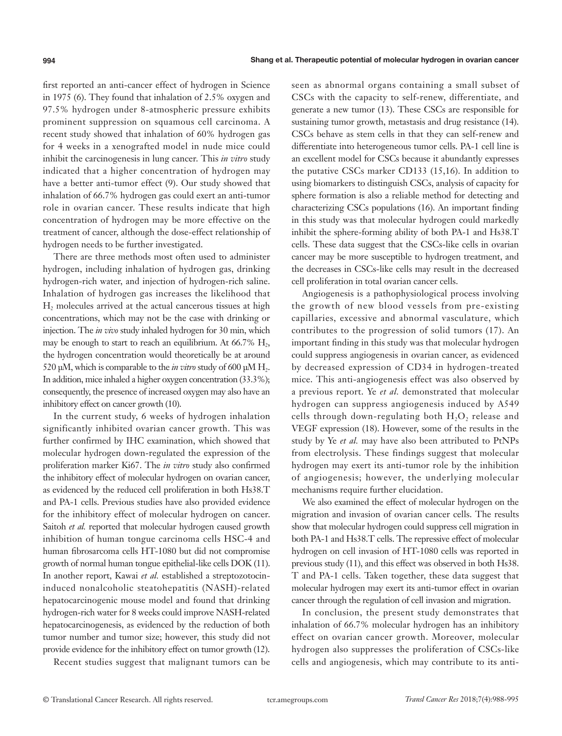first reported an anti-cancer effect of hydrogen in Science in 1975 (6). They found that inhalation of 2.5% oxygen and 97.5% hydrogen under 8-atmospheric pressure exhibits prominent suppression on squamous cell carcinoma. A recent study showed that inhalation of 60% hydrogen gas for 4 weeks in a xenografted model in nude mice could inhibit the carcinogenesis in lung cancer. This *in vitro* study indicated that a higher concentration of hydrogen may have a better anti-tumor effect (9). Our study showed that inhalation of 66.7% hydrogen gas could exert an anti-tumor role in ovarian cancer. These results indicate that high concentration of hydrogen may be more effective on the treatment of cancer, although the dose-effect relationship of hydrogen needs to be further investigated.

There are three methods most often used to administer hydrogen, including inhalation of hydrogen gas, drinking hydrogen-rich water, and injection of hydrogen-rich saline. Inhalation of hydrogen gas increases the likelihood that $H_2$ molecules arrived at the actual cancerous tissues at high concentrations, which may not be the case with drinking or injection. The *in vivo* study inhaled hydrogen for 30 min, which may be enough to start to reach an equilibrium. At 66.7% $H_2$, the hydrogen concentration would theoretically be at around 520 µM, which is comparable to the *in vitro* study of 600 µM $H_2$. In addition, mice inhaled a higher oxygen concentration (33.3%); consequently, the presence of increased oxygen may also have an inhibitory effect on cancer growth (10).

In the current study, 6 weeks of hydrogen inhalation significantly inhibited ovarian cancer growth. This was further confirmed by IHC examination, which showed that molecular hydrogen down-regulated the expression of the proliferation marker Ki67. The *in vitro* study also confirmed the inhibitory effect of molecular hydrogen on ovarian cancer, as evidenced by the reduced cell proliferation in both Hs38.T and PA-1 cells. Previous studies have also provided evidence for the inhibitory effect of molecular hydrogen on cancer. Saitoh *et al.* reported that molecular hydrogen caused growth inhibition of human tongue carcinoma cells HSC-4 and human fibrosarcoma cells HT-1080 but did not compromise growth of normal human tongue epithelial-like cells DOK (11). In another report, Kawai *et al.* established a streptozotocin-induced nonalcoholic steatohepatitis (NASH)-related hepatocarcinogenic mouse model and found that drinking hydrogen-rich water for 8 weeks could improve NASH-related hepatocarcinogenesis, as evidenced by the reduction of both tumor number and tumor size; however, this study did not provide evidence for the inhibitory effect on tumor growth (12).

Recent studies suggest that malignant tumors can be seen as abnormal organs containing a small subset of CSCs with the capacity to self-renew, differentiate, and generate a new tumor (13). These CSCs are responsible for sustaining tumor growth, metastasis and drug resistance (14). CSCs behave as stem cells in that they can self-renew and differentiate into heterogeneous tumor cells. PA-1 cell line is an excellent model for CSCs because it abundantly expresses the putative CSCs marker CD133 (15,16). In addition to using biomarkers to distinguish CSCs, analysis of capacity for sphere formation is also a reliable method for detecting and characterizing CSCs populations (16). An important finding in this study was that molecular hydrogen could markedly inhibit the sphere-forming ability of both PA-1 and Hs38.T cells. These data suggest that the CSCs-like cells in ovarian cancer may be more susceptible to hydrogen treatment, and the decreases in CSCs-like cells may result in the decreased cell proliferation in total ovarian cancer cells.

Angiogenesis is a pathophysiological process involving the growth of new blood vessels from pre-existing capillaries, excessive and abnormal vasculature, which contributes to the progression of solid tumors (17). An important finding in this study was that molecular hydrogen could suppress angiogenesis in ovarian cancer, as evidenced by decreased expression of CD34 in hydrogen-treated mice. This anti-angiogenesis effect was also observed by a previous report. Ye *et al.* demonstrated that molecular hydrogen can suppress angiogenesis induced by A549 cells through down-regulating both $H_2O_2$ release and VEGF expression (18). However, some of the results in the study by Ye *et al.* may have also been attributed to PtNPs from electrolysis. These findings suggest that molecular hydrogen may exert its anti-tumor role by the inhibition of angiogenesis; however, the underlying molecular mechanisms require further elucidation.

We also examined the effect of molecular hydrogen on the migration and invasion of ovarian cancer cells. The results show that molecular hydrogen could suppress cell migration in both PA-1 and Hs38.T cells. The repressive effect of molecular hydrogen on cell invasion of HT-1080 cells was reported in previous study (11), and this effect was observed in both Hs38.T and PA-1 cells. Taken together, these data suggest that molecular hydrogen may exert its anti-tumor effect in ovarian cancer through the regulation of cell invasion and migration.

In conclusion, the present study demonstrates that inhalation of 66.7% molecular hydrogen has an inhibitory effect on ovarian cancer growth. Moreover, molecular hydrogen also suppresses the proliferation of CSCs-like cells and angiogenesis, which may contribute to its anti-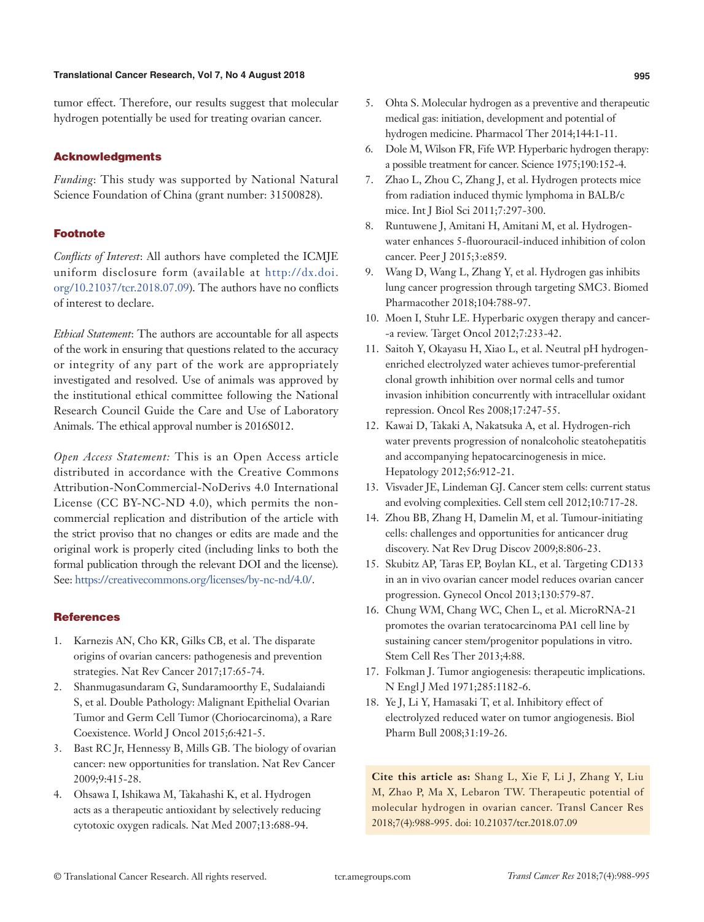tumor effect. Therefore, our results suggest that molecular hydrogen potentially be used for treating ovarian cancer.

## Acknowledgments

*Funding*: This study was supported by National Natural Science Foundation of China (grant number: 31500828).

## Footnote

*Conflicts of Interest*: All authors have completed the ICMJE uniform disclosure form (available at http://dx.doi.org/10.21037/tcr.2018.07.09). The authors have no conflicts of interest to declare.

*Ethical Statement*: The authors are accountable for all aspects of the work in ensuring that questions related to the accuracy or integrity of any part of the work are appropriately investigated and resolved. Use of animals was approved by the institutional ethical committee following the National Research Council Guide the Care and Use of Laboratory Animals. The ethical approval number is 2016S012.

*Open Access Statement:* This is an Open Access article distributed in accordance with the Creative Commons Attribution-NonCommercial-NoDerivs 4.0 International License (CC BY-NC-ND 4.0), which permits the non-commercial replication and distribution of the article with the strict proviso that no changes or edits are made and the original work is properly cited (including links to both the formal publication through the relevant DOI and the license). See: https://creativecommons.org/licenses/by-nc-nd/4.0/.

## References

1. Karnezis AN, Cho KR, Gilks CB, et al. The disparate origins of ovarian cancers: pathogenesis and prevention strategies. Nat Rev Cancer 2017;17:65-74.
2. Shanmugasundaram G, Sundaramoorthy E, Sudalaiandi S, et al. Double Pathology: Malignant Epithelial Ovarian Tumor and Germ Cell Tumor (Choriocarcinoma), a Rare Coexistence. World J Oncol 2015;6:421-5.
3. Bast RC Jr, Hennessy B, Mills GB. The biology of ovarian cancer: new opportunities for translation. Nat Rev Cancer 2009;9:415-28.
4. Ohsawa I, Ishikawa M, Takahashi K, et al. Hydrogen acts as a therapeutic antioxidant by selectively reducing cytotoxic oxygen radicals. Nat Med 2007;13:688-94.
5. Ohta S. Molecular hydrogen as a preventive and therapeutic medical gas: initiation, development and potential of hydrogen medicine. Pharmacol Ther 2014;144:1-11.
6. Dole M, Wilson FR, Fife WP. Hyperbaric hydrogen therapy: a possible treatment for cancer. Science 1975;190:152-4.
7. Zhao L, Zhou C, Zhang J, et al. Hydrogen protects mice from radiation induced thymic lymphoma in BALB/c mice. Int J Biol Sci 2011;7:297-300.
8. Runtuwene J, Amitani H, Amitani M, et al. Hydrogen-water enhances 5-fluorouracil-induced inhibition of colon cancer. Peer J 2015;3:e859.
9. Wang D, Wang L, Zhang Y, et al. Hydrogen gas inhibits lung cancer progression through targeting SMC3. Biomed Pharmacother 2018;104:788-97.
10. Moen I, Stuhr LE. Hyperbaric oxygen therapy and cancer--a review. Target Oncol 2012;7:233-42.
11. Saitoh Y, Okayasu H, Xiao L, et al. Neutral pH hydrogen-enriched electrolyzed water achieves tumor-preferential clonal growth inhibition over normal cells and tumor invasion inhibition concurrently with intracellular oxidant repression. Oncol Res 2008;17:247-55.
12. Kawai D, Takaki A, Nakatsuka A, et al. Hydrogen-rich water prevents progression of nonalcoholic steatohepatitis and accompanying hepatocarcinogenesis in mice. Hepatology 2012;56:912-21.
13. Visvader JE, Lindeman GJ. Cancer stem cells: current status and evolving complexities. Cell stem cell 2012;10:717-28.
14. Zhou BB, Zhang H, Damelin M, et al. Tumour-initiating cells: challenges and opportunities for anticancer drug discovery. Nat Rev Drug Discov 2009;8:806-23.
15. Skubitz AP, Taras EP, Boylan KL, et al. Targeting CD133 in an in vivo ovarian cancer model reduces ovarian cancer progression. Gynecol Oncol 2013;130:579-87.
16. Chung WM, Chang WC, Chen L, et al. MicroRNA-21 promotes the ovarian teratocarcinoma PA1 cell line by sustaining cancer stem/progenitor populations in vitro. Stem Cell Res Ther 2013;4:88.
17. Folkman J. Tumor angiogenesis: therapeutic implications. N Engl J Med 1971;285:1182-6.
18. Ye J, Li Y, Hamasaki T, et al. Inhibitory effect of electrolyzed reduced water on tumor angiogenesis. Biol Pharm Bull 2008;31:19-26.

**Cite this article as:** Shang L, Xie F, Li J, Zhang Y, Liu M, Zhao P, Ma X, Lebaron TW. Therapeutic potential of molecular hydrogen in ovarian cancer. Transl Cancer Res 2018;7(4):988-995. doi: 10.21037/tcr.2018.07.09